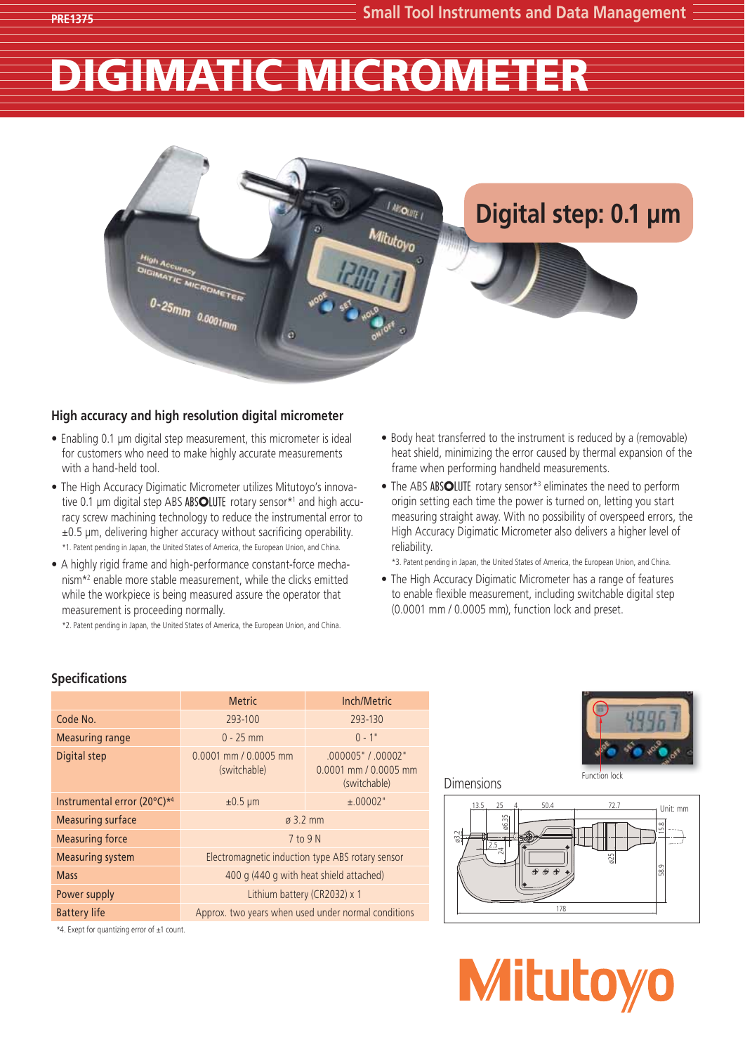# DIGIMATIC MICROMETER

Digital step: 0.1 µm

## High accuracy and high resolution digital micrometer

- Enabling 0.1 µm digital step measurement, this micrometer is ideal for customers who need to make highly accurate measurements with a hand-held tool.
- The High Accuracy Digimatic Micrometer utilizes Mitutoyo's innovative 0.1 µm digital step ABS ABSOLUTE rotary sensor*[1] and high accuracy screw machining technology to reduce the instrumental error to ±0.5 µm, delivering higher accuracy without sacrificing operability.
  *1. Patent pending in Japan, the United States of America, the European Union, and China.
- A highly rigid frame and high-performance constant-force mechanism*[2] enable more stable measurement, while the clicks emitted while the workpiece is being measured assure the operator that measurement is proceeding normally.
  *2. Patent pending in Japan, the United States of America, the European Union, and China.
- Body heat transferred to the instrument is reduced by a (removable) heat shield, minimizing the error caused by thermal expansion of the frame when performing handheld measurements.
- The ABS ABSOLUTE rotary sensor*[3] eliminates the need to perform origin setting each time the power is turned on, letting you start measuring straight away. With no possibility of overspeed errors, the High Accuracy Digimatic Micrometer also delivers a higher level of reliability.
  *3. Patent pending in Japan, the United States of America, the European Union, and China.
- The High Accuracy Digimatic Micrometer has a range of features to enable flexible measurement, including switchable digital step (0.0001 mm / 0.0005 mm), function lock and preset.

## Specifications

| | Metric | Inch/Metric |
|---|---|---|
| Code No. | 293-100 | 293-130 |
| Measuring range | 0 - 25 mm | 0 - 1" |
| Digital step | 0.0001 mm / 0.0005 mm (switchable) | .000005" / .00002" 0.0001 mm / 0.0005 mm (switchable) |
| Instrumental error (20°C)*4 | ±0.5 µm | ±.00002" |
| Measuring surface | ø 3.2 mm | |
| Measuring force | 7 to 9 N | |
| Measuring system | Electromagnetic induction type ABS rotary sensor | |
| Mass | 400 g (440 g with heat shield attached) | |
| Power supply | Lithium battery (CR2032) x 1 | |
| Battery life | Approx. two years when used under normal conditions | |

*4. Exept for quantizing error of ±1 count.

Function lock

Dimensions

Unit: mm

13.5, 25, 4, 50.4, 72.7, 178, ø3.2, ø6.35, 2.5, 24, ø25, 15.8, 58.9

Mitutoyo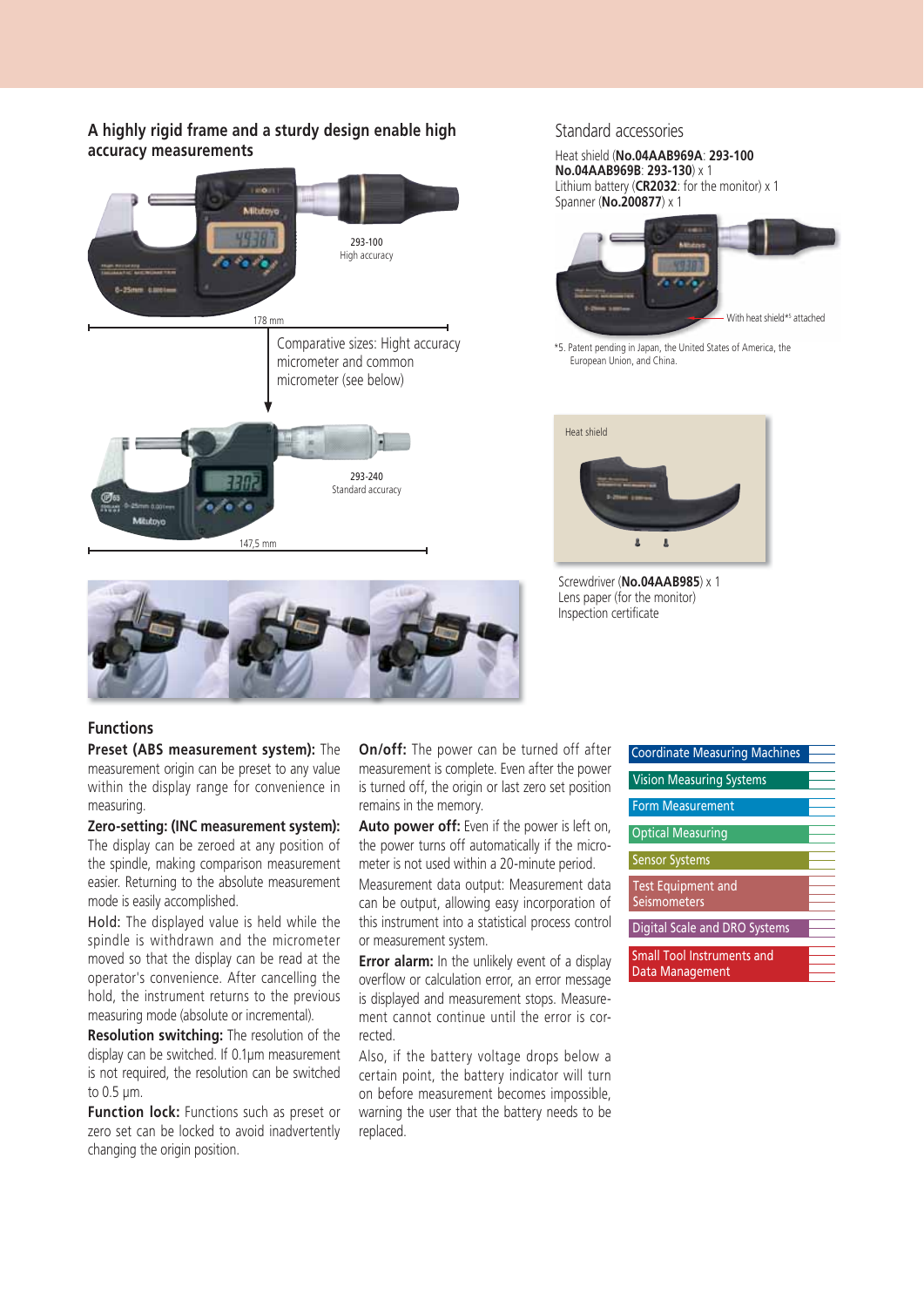## A highly rigid frame and a sturdy design enable high accuracy measurements

293-100
High accuracy

178 mm

Comparative sizes: Hight accuracy micrometer and common micrometer (see below)

293-240
Standard accuracy

147,5 mm

## Standard accessories

Heat shield (**No.04AAB969A**: **293-100**
**No.04AAB969B**: **293-130**) x 1
Lithium battery (**CR2032**: for the monitor) x 1
Spanner (**No.200877**) x 1

With heat shield*5 attached

*5. Patent pending in Japan, the United States of America, the European Union, and China.

Heat shield

Screwdriver (**No.04AAB985**) x 1
Lens paper (for the monitor)
Inspection certificate

## Functions

**Preset (ABS measurement system):** The measurement origin can be preset to any value within the display range for convenience in measuring.

**Zero-setting: (INC measurement system):** The display can be zeroed at any position of the spindle, making comparison measurement easier. Returning to the absolute measurement mode is easily accomplished.

**Hold:** The displayed value is held while the spindle is withdrawn and the micrometer moved so that the display can be read at the operator's convenience. After cancelling the hold, the instrument returns to the previous measuring mode (absolute or incremental).

**Resolution switching:** The resolution of the display can be switched. If 0.1µm measurement is not required, the resolution can be switched to 0.5 µm.

**Function lock:** Functions such as preset or zero set can be locked to avoid inadvertently changing the origin position.

**On/off:** The power can be turned off after measurement is complete. Even after the power is turned off, the origin or last zero set position remains in the memory.

**Auto power off:** Even if the power is left on, the power turns off automatically if the micrometer is not used within a 20-minute period.

Measurement data output: Measurement data can be output, allowing easy incorporation of this instrument into a statistical process control or measurement system.

**Error alarm:** In the unlikely event of a display overflow or calculation error, an error message is displayed and measurement stops. Measurement cannot continue until the error is corrected.

Also, if the battery voltage drops below a certain point, the battery indicator will turn on before measurement becomes impossible, warning the user that the battery needs to be replaced.

- Coordinate Measuring Machines
- Vision Measuring Systems
- Form Measurement
- Optical Measuring
- Sensor Systems
- Test Equipment and Seismometers
- Digital Scale and DRO Systems
- Small Tool Instruments and Data Management